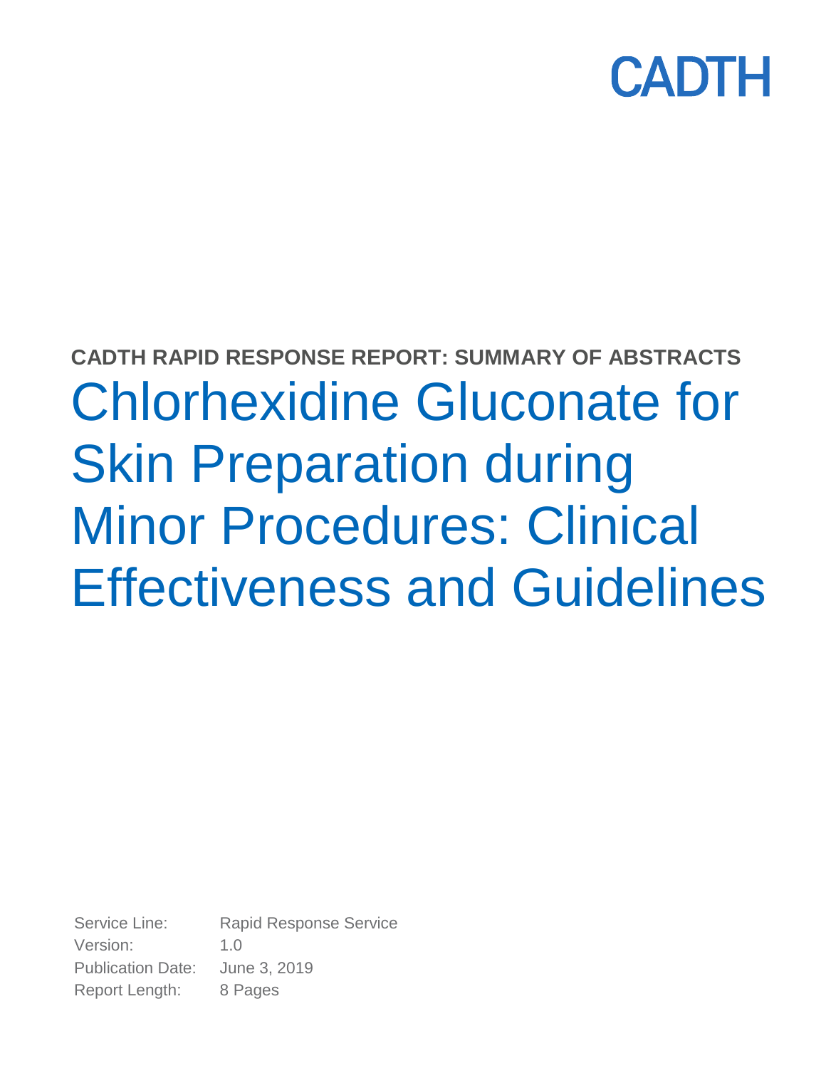CADTH

**CADTH RAPID RESPONSE REPORT: SUMMARY OF ABSTRACTS**

# Chlorhexidine Gluconate for Skin Preparation during Minor Procedures: Clinical Effectiveness and Guidelines

Service Line: Rapid Response Service
Version: 1.0
Publication Date: June 3, 2019
Report Length: 8 Pages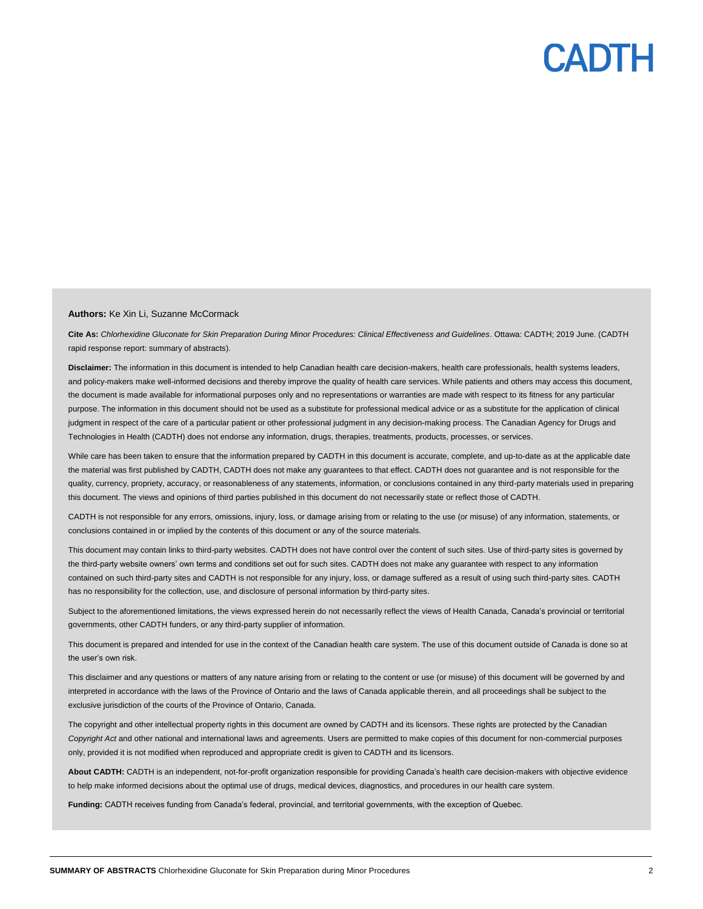**Authors:** Ke Xin Li, Suzanne McCormack

**Cite As:** *Chlorhexidine Gluconate for Skin Preparation During Minor Procedures: Clinical Effectiveness and Guidelines*. Ottawa: CADTH; 2019 June. (CADTH rapid response report: summary of abstracts).

**Disclaimer:** The information in this document is intended to help Canadian health care decision-makers, health care professionals, health systems leaders, and policy-makers make well-informed decisions and thereby improve the quality of health care services. While patients and others may access this document, the document is made available for informational purposes only and no representations or warranties are made with respect to its fitness for any particular purpose. The information in this document should not be used as a substitute for professional medical advice or as a substitute for the application of clinical judgment in respect of the care of a particular patient or other professional judgment in any decision-making process. The Canadian Agency for Drugs and Technologies in Health (CADTH) does not endorse any information, drugs, therapies, treatments, products, processes, or services.

While care has been taken to ensure that the information prepared by CADTH in this document is accurate, complete, and up-to-date as at the applicable date the material was first published by CADTH, CADTH does not make any guarantees to that effect. CADTH does not guarantee and is not responsible for the quality, currency, propriety, accuracy, or reasonableness of any statements, information, or conclusions contained in any third-party materials used in preparing this document. The views and opinions of third parties published in this document do not necessarily state or reflect those of CADTH.

CADTH is not responsible for any errors, omissions, injury, loss, or damage arising from or relating to the use (or misuse) of any information, statements, or conclusions contained in or implied by the contents of this document or any of the source materials.

This document may contain links to third-party websites. CADTH does not have control over the content of such sites. Use of third-party sites is governed by the third-party website owners' own terms and conditions set out for such sites. CADTH does not make any guarantee with respect to any information contained on such third-party sites and CADTH is not responsible for any injury, loss, or damage suffered as a result of using such third-party sites. CADTH has no responsibility for the collection, use, and disclosure of personal information by third-party sites.

Subject to the aforementioned limitations, the views expressed herein do not necessarily reflect the views of Health Canada, Canada's provincial or territorial governments, other CADTH funders, or any third-party supplier of information.

This document is prepared and intended for use in the context of the Canadian health care system. The use of this document outside of Canada is done so at the user's own risk.

This disclaimer and any questions or matters of any nature arising from or relating to the content or use (or misuse) of this document will be governed by and interpreted in accordance with the laws of the Province of Ontario and the laws of Canada applicable therein, and all proceedings shall be subject to the exclusive jurisdiction of the courts of the Province of Ontario, Canada.

The copyright and other intellectual property rights in this document are owned by CADTH and its licensors. These rights are protected by the Canadian *Copyright Act* and other national and international laws and agreements. Users are permitted to make copies of this document for non-commercial purposes only, provided it is not modified when reproduced and appropriate credit is given to CADTH and its licensors.

**About CADTH:** CADTH is an independent, not-for-profit organization responsible for providing Canada's health care decision-makers with objective evidence to help make informed decisions about the optimal use of drugs, medical devices, diagnostics, and procedures in our health care system.

**Funding:** CADTH receives funding from Canada's federal, provincial, and territorial governments, with the exception of Quebec.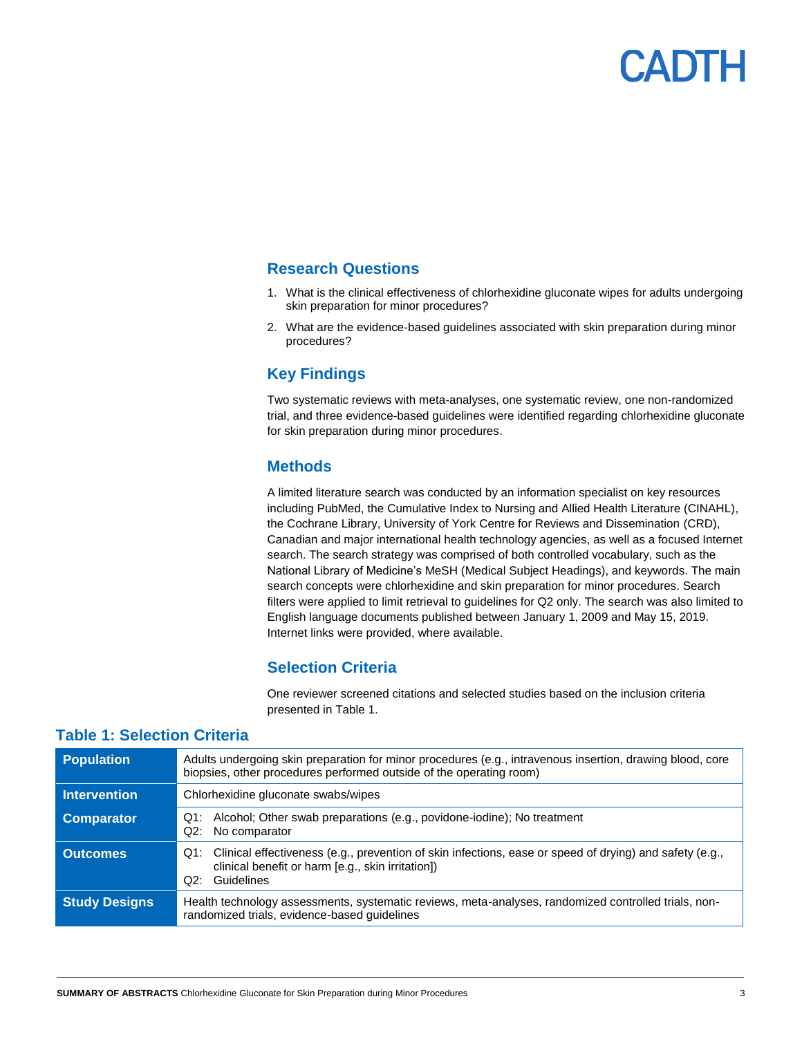## Research Questions

1. What is the clinical effectiveness of chlorhexidine gluconate wipes for adults undergoing skin preparation for minor procedures?
2. What are the evidence-based guidelines associated with skin preparation during minor procedures?

## Key Findings

Two systematic reviews with meta-analyses, one systematic review, one non-randomized trial, and three evidence-based guidelines were identified regarding chlorhexidine gluconate for skin preparation during minor procedures.

## Methods

A limited literature search was conducted by an information specialist on key resources including PubMed, the Cumulative Index to Nursing and Allied Health Literature (CINAHL), the Cochrane Library, University of York Centre for Reviews and Dissemination (CRD), Canadian and major international health technology agencies, as well as a focused Internet search. The search strategy was comprised of both controlled vocabulary, such as the National Library of Medicine's MeSH (Medical Subject Headings), and keywords. The main search concepts were chlorhexidine and skin preparation for minor procedures. Search filters were applied to limit retrieval to guidelines for Q2 only. The search was also limited to English language documents published between January 1, 2009 and May 15, 2019. Internet links were provided, where available.

## Selection Criteria

One reviewer screened citations and selected studies based on the inclusion criteria presented in Table 1.

### Table 1: Selection Criteria

| | |
|---|---|
| **Population** | Adults undergoing skin preparation for minor procedures (e.g., intravenous insertion, drawing blood, core biopsies, other procedures performed outside of the operating room) |
| **Intervention** | Chlorhexidine gluconate swabs/wipes |
| **Comparator** | Q1: Alcohol; Other swab preparations (e.g., povidone-iodine); No treatment<br>Q2: No comparator |
| **Outcomes** | Q1: Clinical effectiveness (e.g., prevention of skin infections, ease or speed of drying) and safety (e.g., clinical benefit or harm [e.g., skin irritation])<br>Q2: Guidelines |
| **Study Designs** | Health technology assessments, systematic reviews, meta-analyses, randomized controlled trials, non-randomized trials, evidence-based guidelines |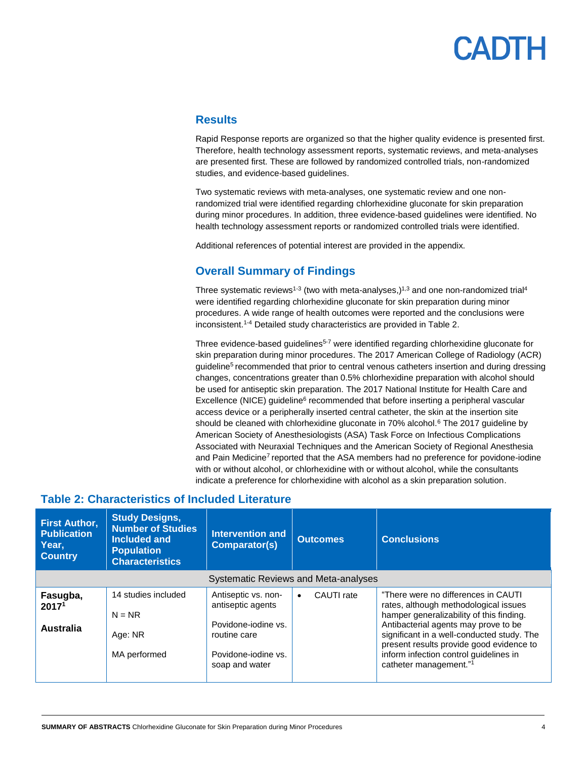## Results

Rapid Response reports are organized so that the higher quality evidence is presented first. Therefore, health technology assessment reports, systematic reviews, and meta-analyses are presented first. These are followed by randomized controlled trials, non-randomized studies, and evidence-based guidelines.

Two systematic reviews with meta-analyses, one systematic review and one non-randomized trial were identified regarding chlorhexidine gluconate for skin preparation during minor procedures. In addition, three evidence-based guidelines were identified. No health technology assessment reports or randomized controlled trials were identified.

Additional references of potential interest are provided in the appendix.

## Overall Summary of Findings

Three systematic reviews[1-3] (two with meta-analyses,)[1,3] and one non-randomized trial[4] were identified regarding chlorhexidine gluconate for skin preparation during minor procedures. A wide range of health outcomes were reported and the conclusions were inconsistent.[1-4] Detailed study characteristics are provided in Table 2.

Three evidence-based guidelines[5-7] were identified regarding chlorhexidine gluconate for skin preparation during minor procedures. The 2017 American College of Radiology (ACR) guideline[5] recommended that prior to central venous catheters insertion and during dressing changes, concentrations greater than 0.5% chlorhexidine preparation with alcohol should be used for antiseptic skin preparation. The 2017 National Institute for Health Care and Excellence (NICE) guideline[6] recommended that before inserting a peripheral vascular access device or a peripherally inserted central catheter, the skin at the insertion site should be cleaned with chlorhexidine gluconate in 70% alcohol.[6] The 2017 guideline by American Society of Anesthesiologists (ASA) Task Force on Infectious Complications Associated with Neuraxial Techniques and the American Society of Regional Anesthesia and Pain Medicine[7] reported that the ASA members had no preference for povidone-iodine with or without alcohol, or chlorhexidine with or without alcohol, while the consultants indicate a preference for chlorhexidine with alcohol as a skin preparation solution.

### Table 2: Characteristics of Included Literature

| First Author, Publication Year, Country | Study Designs, Number of Studies Included and Population Characteristics | Intervention and Comparator(s) | Outcomes | Conclusions |
|---|---|---|---|---|
| | | Systematic Reviews and Meta-analyses | | |
| **Fasugba, 2017[1]** **Australia** | 14 studies included<br><br>N = NR<br><br>Age: NR<br><br>MA performed | Antiseptic vs. non-antiseptic agents<br><br>Povidone-iodine vs. routine care<br><br>Povidone-iodine vs. soap and water | • CAUTI rate | "There were no differences in CAUTI rates, although methodological issues hamper generalizability of this finding. Antibacterial agents may prove to be significant in a well-conducted study. The present results provide good evidence to inform infection control guidelines in catheter management."[1] |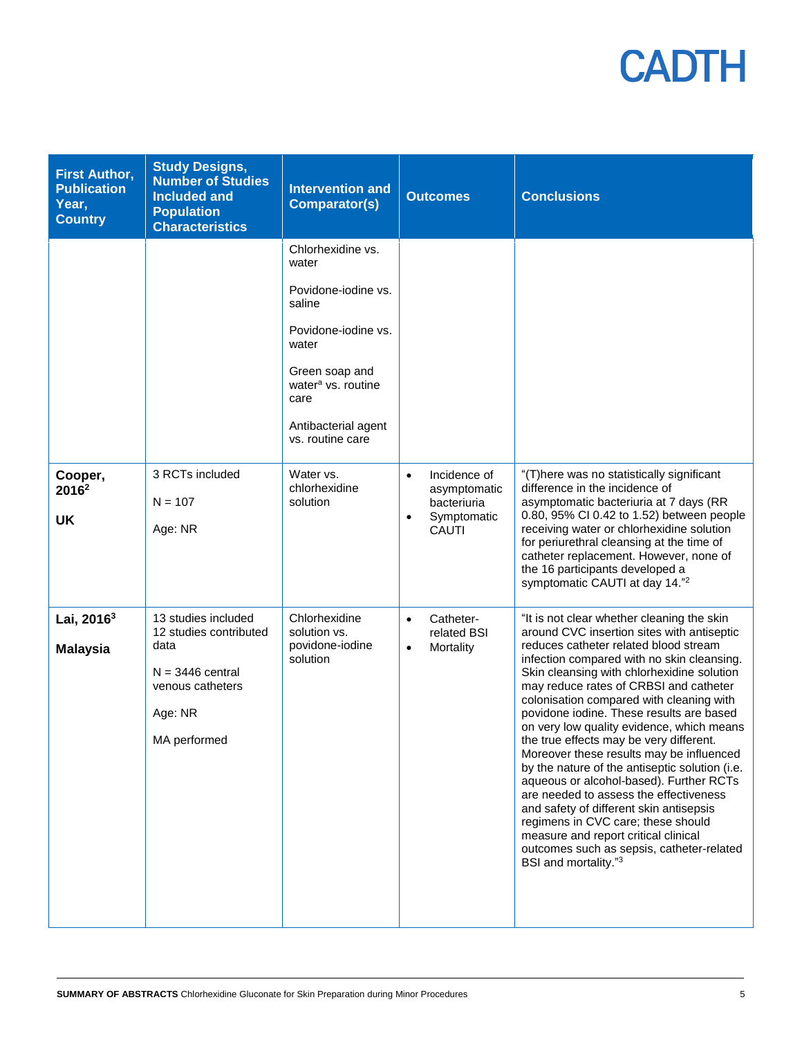| First Author, Publication Year, Country | Study Designs, Number of Studies Included and Population Characteristics | Intervention and Comparator(s) | Outcomes | Conclusions |
|---|---|---|---|---|
| | | Chlorhexidine vs. water<br><br>Povidone-iodine vs. saline<br><br>Povidone-iodine vs. water<br><br>Green soap and water[a] vs. routine care<br><br>Antibacterial agent vs. routine care | | |
| **Cooper, 2016[2]**<br><br>**UK** | 3 RCTs included<br><br>N = 107<br><br>Age: NR | Water vs. chlorhexidine solution | • Incidence of asymptomatic bacteriuria<br>• Symptomatic CAUTI | "(T)here was no statistically significant difference in the incidence of asymptomatic bacteriuria at 7 days (RR 0.80, 95% CI 0.42 to 1.52) between people receiving water or chlorhexidine solution for periurethral cleansing at the time of catheter replacement. However, none of the 16 participants developed a symptomatic CAUTI at day 14."[2] |
| **Lai, 2016[3]**<br><br>**Malaysia** | 13 studies included 12 studies contributed data<br><br>N = 3446 central venous catheters<br><br>Age: NR<br><br>MA performed | Chlorhexidine solution vs. povidone-iodine solution | • Catheter-related BSI<br>• Mortality | "It is not clear whether cleaning the skin around CVC insertion sites with antiseptic reduces catheter related blood stream infection compared with no skin cleansing. Skin cleansing with chlorhexidine solution may reduce rates of CRBSI and catheter colonisation compared with cleaning with povidone iodine. These results are based on very low quality evidence, which means the true effects may be very different. Moreover these results may be influenced by the nature of the antiseptic solution (i.e. aqueous or alcohol-based). Further RCTs are needed to assess the effectiveness and safety of different skin antisepsis regimens in CVC care; these should measure and report critical clinical outcomes such as sepsis, catheter-related BSI and mortality."[3] |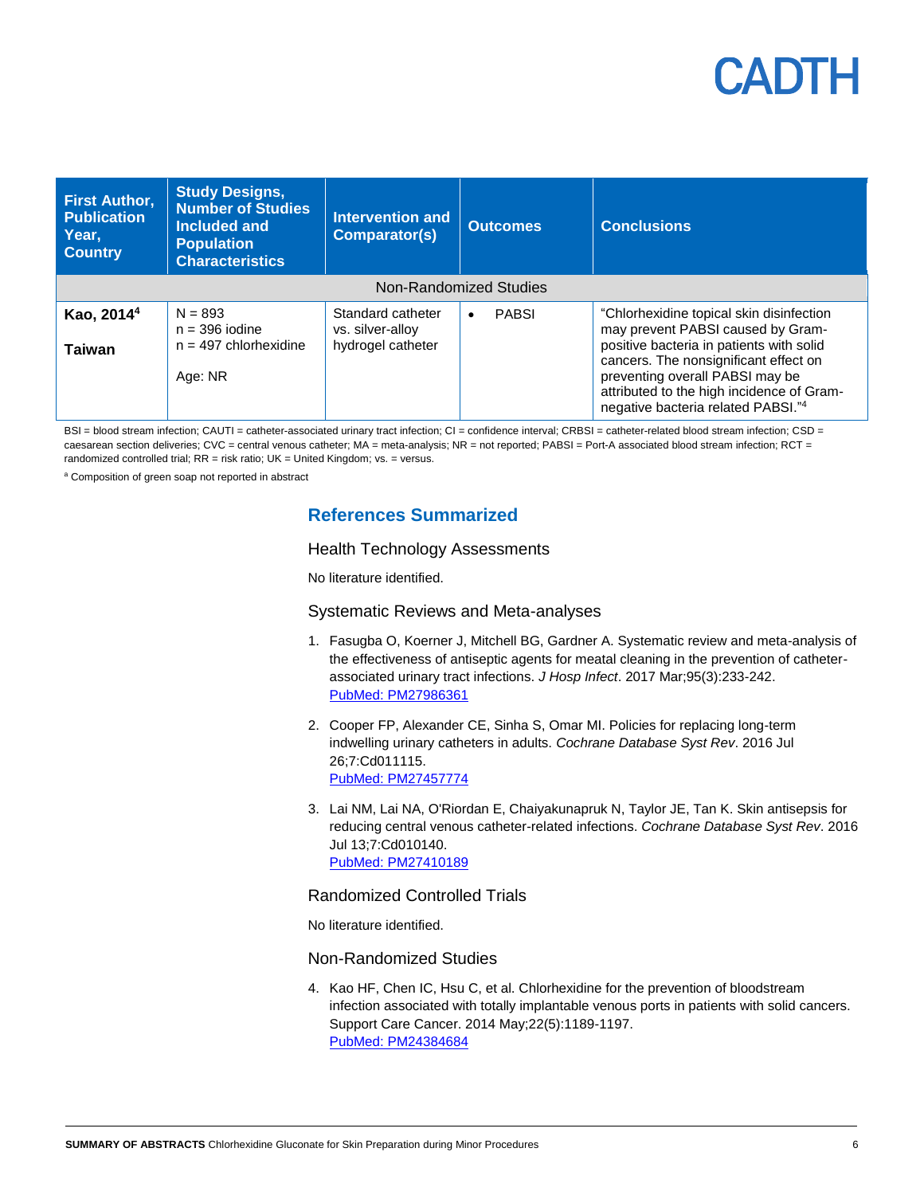| First Author, Publication Year, Country | Study Designs, Number of Studies Included and Population Characteristics | Intervention and Comparator(s) | Outcomes | Conclusions |
|---|---|---|---|---|
| Non-Randomized Studies | | | | |
| **Kao, 2014**[4] **Taiwan** | N = 893 n = 396 iodine n = 497 chlorhexidine Age: NR | Standard catheter vs. silver-alloy hydrogel catheter | • PABSI | "Chlorhexidine topical skin disinfection may prevent PABSI caused by Gram-positive bacteria in patients with solid cancers. The nonsignificant effect on preventing overall PABSI may be attributed to the high incidence of Gram-negative bacteria related PABSI."[4] |

BSI = blood stream infection; CAUTI = catheter-associated urinary tract infection; CI = confidence interval; CRBSI = catheter-related blood stream infection; CSD = caesarean section deliveries; CVC = central venous catheter; MA = meta-analysis; NR = not reported; PABSI = Port-A associated blood stream infection; RCT = randomized controlled trial; RR = risk ratio; UK = United Kingdom; vs. = versus.

[a] Composition of green soap not reported in abstract

## References Summarized

### Health Technology Assessments

No literature identified.

### Systematic Reviews and Meta-analyses

1. Fasugba O, Koerner J, Mitchell BG, Gardner A. Systematic review and meta-analysis of the effectiveness of antiseptic agents for meatal cleaning in the prevention of catheter-associated urinary tract infections. *J Hosp Infect*. 2017 Mar;95(3):233-242.
   PubMed: PM27986361

2. Cooper FP, Alexander CE, Sinha S, Omar MI. Policies for replacing long-term indwelling urinary catheters in adults. *Cochrane Database Syst Rev*. 2016 Jul 26;7:Cd011115.
   PubMed: PM27457774

3. Lai NM, Lai NA, O'Riordan E, Chaiyakunapruk N, Taylor JE, Tan K. Skin antisepsis for reducing central venous catheter-related infections. *Cochrane Database Syst Rev*. 2016 Jul 13;7:Cd010140.
   PubMed: PM27410189

### Randomized Controlled Trials

No literature identified.

### Non-Randomized Studies

4. Kao HF, Chen IC, Hsu C, et al. Chlorhexidine for the prevention of bloodstream infection associated with totally implantable venous ports in patients with solid cancers. Support Care Cancer. 2014 May;22(5):1189-1197.
   PubMed: PM24384684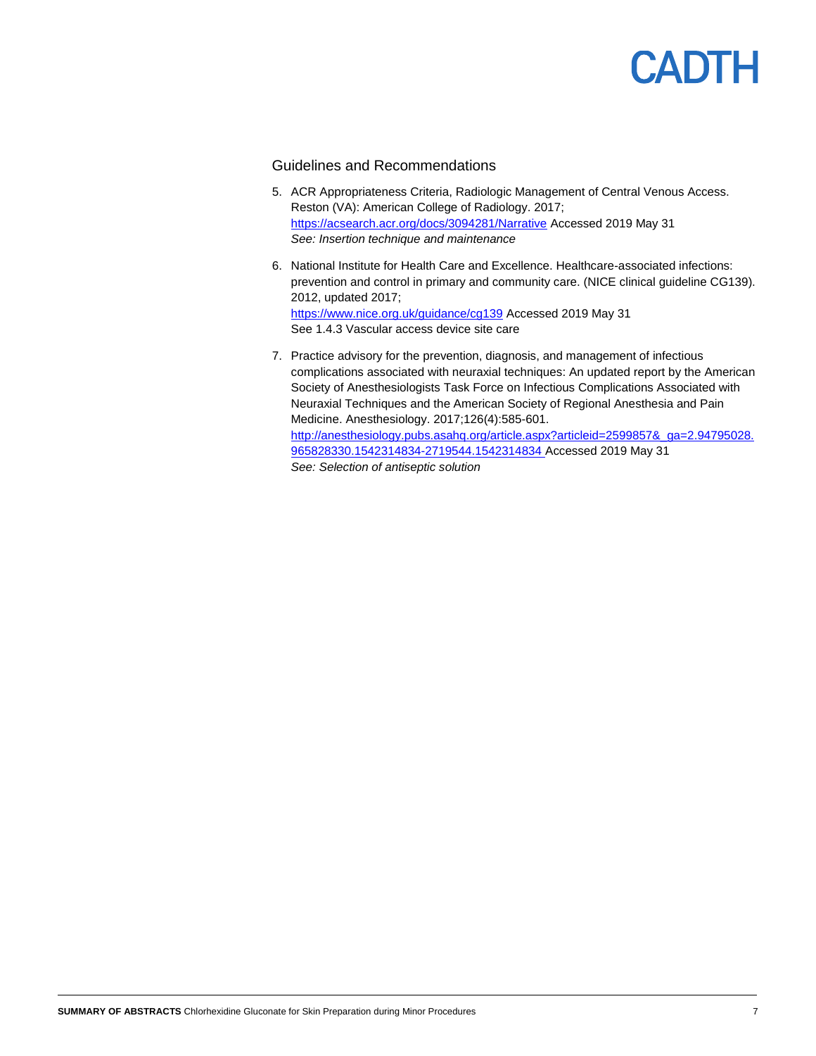## Guidelines and Recommendations

5. ACR Appropriateness Criteria, Radiologic Management of Central Venous Access. Reston (VA): American College of Radiology. 2017; https://acsearch.acr.org/docs/3094281/Narrative Accessed 2019 May 31
   *See: Insertion technique and maintenance*

6. National Institute for Health Care and Excellence. Healthcare-associated infections: prevention and control in primary and community care. (NICE clinical guideline CG139). 2012, updated 2017; https://www.nice.org.uk/guidance/cg139 Accessed 2019 May 31
   See 1.4.3 Vascular access device site care

7. Practice advisory for the prevention, diagnosis, and management of infectious complications associated with neuraxial techniques: An updated report by the American Society of Anesthesiologists Task Force on Infectious Complications Associated with Neuraxial Techniques and the American Society of Regional Anesthesia and Pain Medicine. Anesthesiology. 2017;126(4):585-601. http://anesthesiology.pubs.asahq.org/article.aspx?articleid=2599857&_ga=2.94795028.965828330.1542314834-2719544.1542314834 Accessed 2019 May 31
   *See: Selection of antiseptic solution*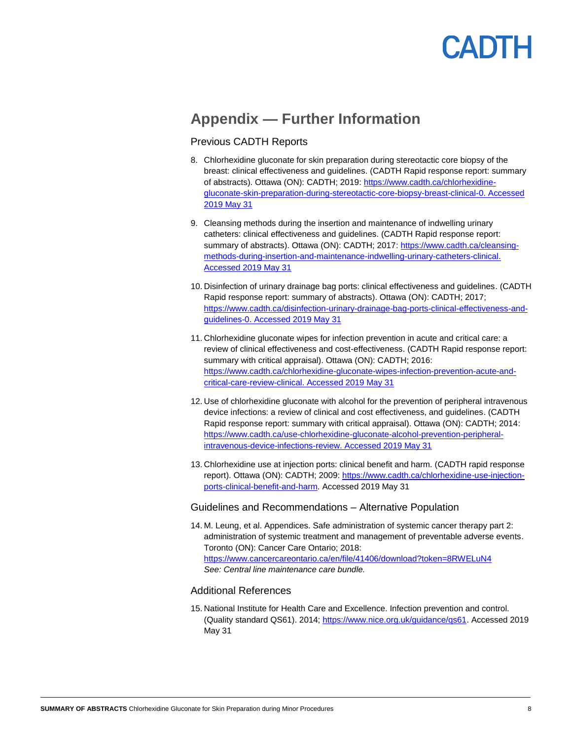## Appendix — Further Information

### Previous CADTH Reports

8. Chlorhexidine gluconate for skin preparation during stereotactic core biopsy of the breast: clinical effectiveness and guidelines. (CADTH Rapid response report: summary of abstracts). Ottawa (ON): CADTH; 2019: https://www.cadth.ca/chlorhexidine-gluconate-skin-preparation-during-stereotactic-core-biopsy-breast-clinical-0. Accessed 2019 May 31

9. Cleansing methods during the insertion and maintenance of indwelling urinary catheters: clinical effectiveness and guidelines. (CADTH Rapid response report: summary of abstracts). Ottawa (ON): CADTH; 2017: https://www.cadth.ca/cleansing-methods-during-insertion-and-maintenance-indwelling-urinary-catheters-clinical. Accessed 2019 May 31

10. Disinfection of urinary drainage bag ports: clinical effectiveness and guidelines. (CADTH Rapid response report: summary of abstracts). Ottawa (ON): CADTH; 2017; https://www.cadth.ca/disinfection-urinary-drainage-bag-ports-clinical-effectiveness-and-guidelines-0. Accessed 2019 May 31

11. Chlorhexidine gluconate wipes for infection prevention in acute and critical care: a review of clinical effectiveness and cost-effectiveness. (CADTH Rapid response report: summary with critical appraisal). Ottawa (ON): CADTH; 2016: https://www.cadth.ca/chlorhexidine-gluconate-wipes-infection-prevention-acute-and-critical-care-review-clinical. Accessed 2019 May 31

12. Use of chlorhexidine gluconate with alcohol for the prevention of peripheral intravenous device infections: a review of clinical and cost effectiveness, and guidelines. (CADTH Rapid response report: summary with critical appraisal). Ottawa (ON): CADTH; 2014: https://www.cadth.ca/use-chlorhexidine-gluconate-alcohol-prevention-peripheral-intravenous-device-infections-review. Accessed 2019 May 31

13. Chlorhexidine use at injection ports: clinical benefit and harm. (CADTH rapid response report). Ottawa (ON): CADTH; 2009: https://www.cadth.ca/chlorhexidine-use-injection-ports-clinical-benefit-and-harm. Accessed 2019 May 31

### Guidelines and Recommendations – Alternative Population

14. M. Leung, et al. Appendices. Safe administration of systemic cancer therapy part 2: administration of systemic treatment and management of preventable adverse events. Toronto (ON): Cancer Care Ontario; 2018: https://www.cancercareontario.ca/en/file/41406/download?token=8RWELuN4
    *See: Central line maintenance care bundle.*

### Additional References

15. National Institute for Health Care and Excellence. Infection prevention and control. (Quality standard QS61). 2014; https://www.nice.org.uk/guidance/qs61. Accessed 2019 May 31